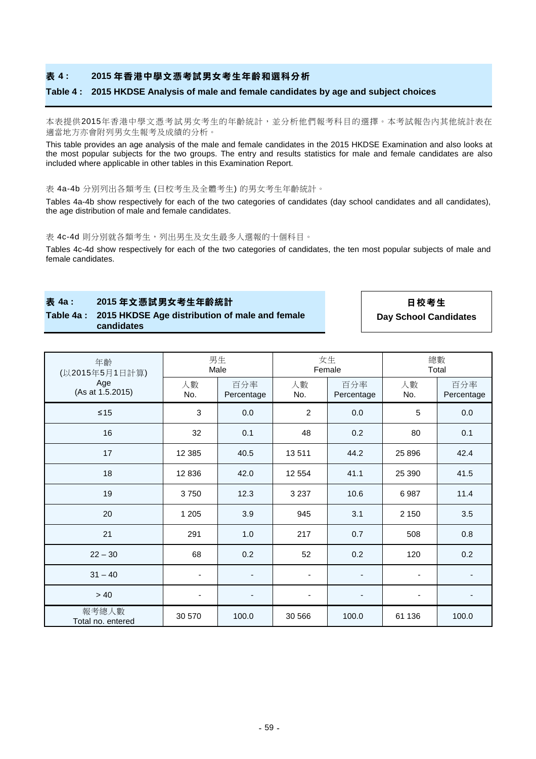## 表 4 : 2015 年香港中學文憑考試男女考生年齡和選科分析

## Table 4 : 2015 HKDSE Analysis of male and female candidates by age and subject choices

本表提供2015年香港中學文憑考試男女考生的年齡統計，並分析他們報考科目的選擇。本考試報告內其他統計表在適當地方亦會附列男女生報考及成績的分析。

This table provides an age analysis of the male and female candidates in the 2015 HKDSE Examination and also looks at the most popular subjects for the two groups. The entry and results statistics for male and female candidates are also included where applicable in other tables in this Examination Report.

表 4a-4b 分別列出各類考生 (日校考生及全體考生) 的男女考生年齡統計。

Tables 4a-4b show respectively for each of the two categories of candidates (day school candidates and all candidates), the age distribution of male and female candidates.

表 4c-4d 則分別就各類考生，列出男生及女生最多人選報的十個科目。

Tables 4c-4d show respectively for each of the two categories of candidates, the ten most popular subjects of male and female candidates.

### 表 4a : 2015 年文憑試男女考生年齡統計

### Table 4a : 2015 HKDSE Age distribution of male and female candidates

**日校考生**
**Day School Candidates**

| 年齡 (以2015年5月1日計算) Age (As at 1.5.2015) | 男生 Male | | 女生 Female | | 總數 Total | |
|---|---|---|---|---|---|---|
| | 人數 No. | 百分率 Percentage | 人數 No. | 百分率 Percentage | 人數 No. | 百分率 Percentage |
| ≤15 | 3 | 0.0 | 2 | 0.0 | 5 | 0.0 |
| 16 | 32 | 0.1 | 48 | 0.2 | 80 | 0.1 |
| 17 | 12 385 | 40.5 | 13 511 | 44.2 | 25 896 | 42.4 |
| 18 | 12 836 | 42.0 | 12 554 | 41.1 | 25 390 | 41.5 |
| 19 | 3 750 | 12.3 | 3 237 | 10.6 | 6 987 | 11.4 |
| 20 | 1 205 | 3.9 | 945 | 3.1 | 2 150 | 3.5 |
| 21 | 291 | 1.0 | 217 | 0.7 | 508 | 0.8 |
| 22 – 30 | 68 | 0.2 | 52 | 0.2 | 120 | 0.2 |
| 31 – 40 | - | - | - | - | - | - |
| > 40 | - | - | - | - | - | - |
| 報考總人數 Total no. entered | 30 570 | 100.0 | 30 566 | 100.0 | 61 136 | 100.0 |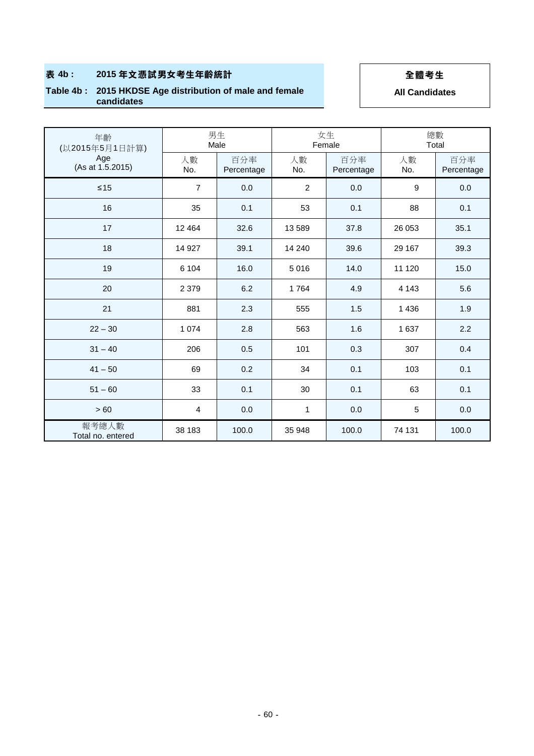**表 4b： 2015 年文憑試男女考生年齡統計**

**Table 4b： 2015 HKDSE Age distribution of male and female candidates**

**全體考生**

**All Candidates**

| 年齡 (以2015年5月1日計算) Age (As at 1.5.2015) | 男生 Male | | 女生 Female | | 總數 Total | |
|---|---|---|---|---|---|---|
| | 人數 No. | 百分率 Percentage | 人數 No. | 百分率 Percentage | 人數 No. | 百分率 Percentage |
| ≤15 | 7 | 0.0 | 2 | 0.0 | 9 | 0.0 |
| 16 | 35 | 0.1 | 53 | 0.1 | 88 | 0.1 |
| 17 | 12 464 | 32.6 | 13 589 | 37.8 | 26 053 | 35.1 |
| 18 | 14 927 | 39.1 | 14 240 | 39.6 | 29 167 | 39.3 |
| 19 | 6 104 | 16.0 | 5 016 | 14.0 | 11 120 | 15.0 |
| 20 | 2 379 | 6.2 | 1 764 | 4.9 | 4 143 | 5.6 |
| 21 | 881 | 2.3 | 555 | 1.5 | 1 436 | 1.9 |
| 22 – 30 | 1 074 | 2.8 | 563 | 1.6 | 1 637 | 2.2 |
| 31 – 40 | 206 | 0.5 | 101 | 0.3 | 307 | 0.4 |
| 41 – 50 | 69 | 0.2 | 34 | 0.1 | 103 | 0.1 |
| 51 – 60 | 33 | 0.1 | 30 | 0.1 | 63 | 0.1 |
| > 60 | 4 | 0.0 | 1 | 0.0 | 5 | 0.0 |
| 報考總人數 Total no. entered | 38 183 | 100.0 | 35 948 | 100.0 | 74 131 | 100.0 |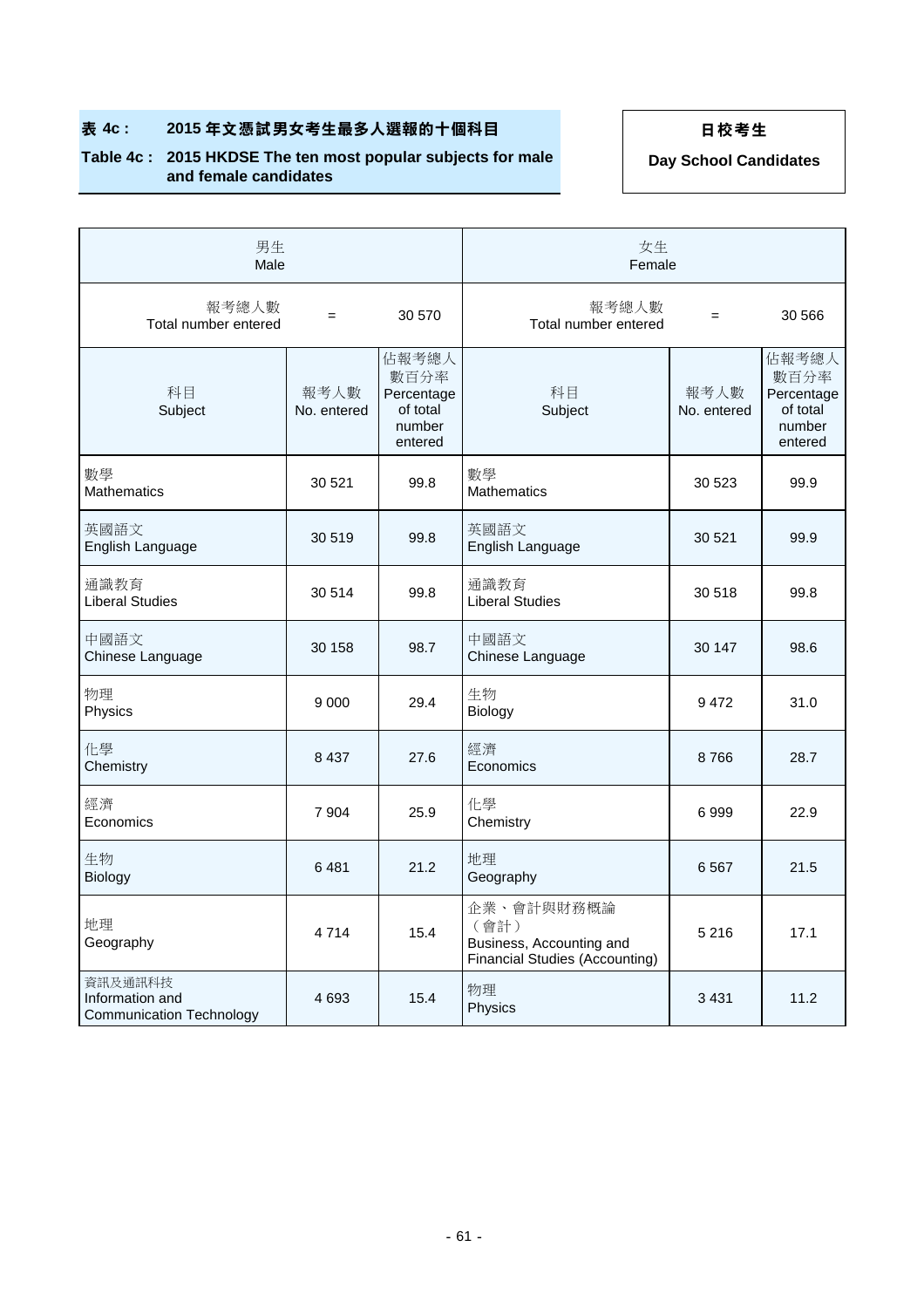**表 4c： 2015 年文憑試男女考生最多人選報的十個科目**

**Table 4c： 2015 HKDSE The ten most popular subjects for male and female candidates**

**日校考生**

**Day School Candidates**

| 男生<br>Male | | | 女生<br>Female | | |
|---|---|---|---|---|---|
| 報考總人數<br>Total number entered | = | 30 570 | 報考總人數<br>Total number entered | = | 30 566 |
| 科目<br>Subject | 報考人數<br>No. entered | 佔報考總人數百分率<br>Percentage of total number entered | 科目<br>Subject | 報考人數<br>No. entered | 佔報考總人數百分率<br>Percentage of total number entered |
| 數學<br>Mathematics | 30 521 | 99.8 | 數學<br>Mathematics | 30 523 | 99.9 |
| 英國語文<br>English Language | 30 519 | 99.8 | 英國語文<br>English Language | 30 521 | 99.9 |
| 通識教育<br>Liberal Studies | 30 514 | 99.8 | 通識教育<br>Liberal Studies | 30 518 | 99.8 |
| 中國語文<br>Chinese Language | 30 158 | 98.7 | 中國語文<br>Chinese Language | 30 147 | 98.6 |
| 物理<br>Physics | 9 000 | 29.4 | 生物<br>Biology | 9 472 | 31.0 |
| 化學<br>Chemistry | 8 437 | 27.6 | 經濟<br>Economics | 8 766 | 28.7 |
| 經濟<br>Economics | 7 904 | 25.9 | 化學<br>Chemistry | 6 999 | 22.9 |
| 生物<br>Biology | 6 481 | 21.2 | 地理<br>Geography | 6 567 | 21.5 |
| 地理<br>Geography | 4 714 | 15.4 | 企業、會計與財務概論（會計）<br>Business, Accounting and Financial Studies (Accounting) | 5 216 | 17.1 |
| 資訊及通訊科技<br>Information and Communication Technology | 4 693 | 15.4 | 物理<br>Physics | 3 431 | 11.2 |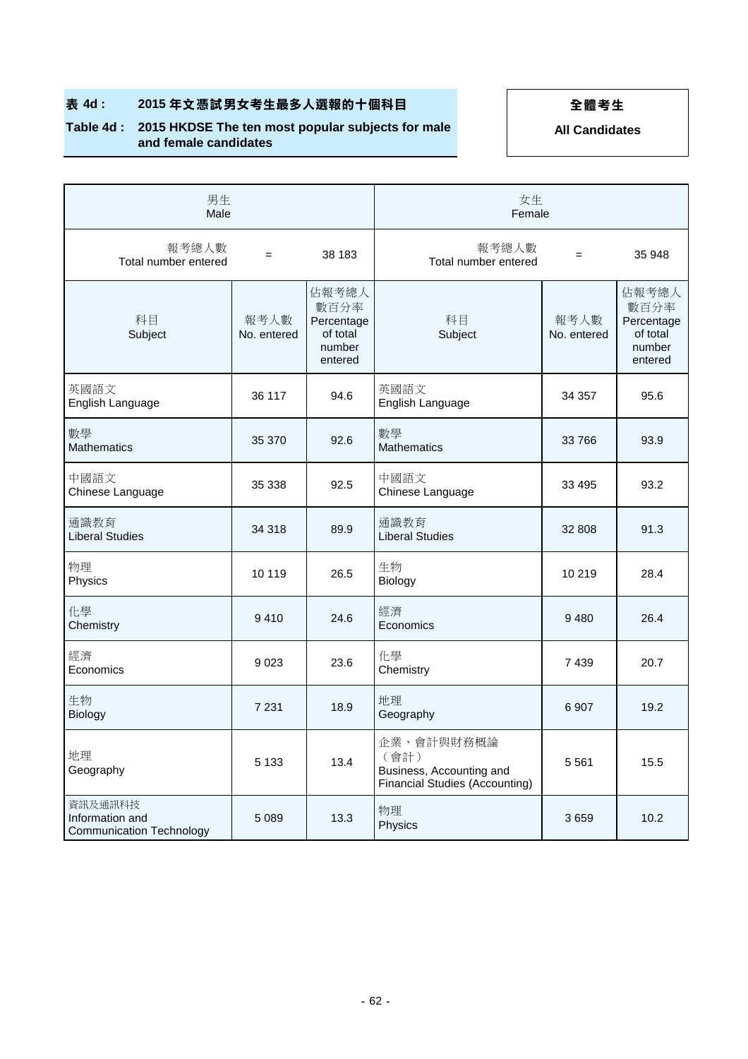**表 4d： 2015 年文憑試男女考生最多人選報的十個科目**

**Table 4d： 2015 HKDSE The ten most popular subjects for male and female candidates**

**全體考生**

**All Candidates**

| 男生 Male | | | 女生 Female | | |
|---|---|---|---|---|---|
| 報考總人數 Total number entered = 38 183 | | | 報考總人數 Total number entered = 35 948 | | |
| 科目 Subject | 報考人數 No. entered | 佔報考總人數百分率 Percentage of total number entered | 科目 Subject | 報考人數 No. entered | 佔報考總人數百分率 Percentage of total number entered |
| 英國語文 English Language | 36 117 | 94.6 | 英國語文 English Language | 34 357 | 95.6 |
| 數學 Mathematics | 35 370 | 92.6 | 數學 Mathematics | 33 766 | 93.9 |
| 中國語文 Chinese Language | 35 338 | 92.5 | 中國語文 Chinese Language | 33 495 | 93.2 |
| 通識教育 Liberal Studies | 34 318 | 89.9 | 通識教育 Liberal Studies | 32 808 | 91.3 |
| 物理 Physics | 10 119 | 26.5 | 生物 Biology | 10 219 | 28.4 |
| 化學 Chemistry | 9 410 | 24.6 | 經濟 Economics | 9 480 | 26.4 |
| 經濟 Economics | 9 023 | 23.6 | 化學 Chemistry | 7 439 | 20.7 |
| 生物 Biology | 7 231 | 18.9 | 地理 Geography | 6 907 | 19.2 |
| 地理 Geography | 5 133 | 13.4 | 企業、會計與財務概論（會計） Business, Accounting and Financial Studies (Accounting) | 5 561 | 15.5 |
| 資訊及通訊科技 Information and Communication Technology | 5 089 | 13.3 | 物理 Physics | 3 659 | 10.2 |